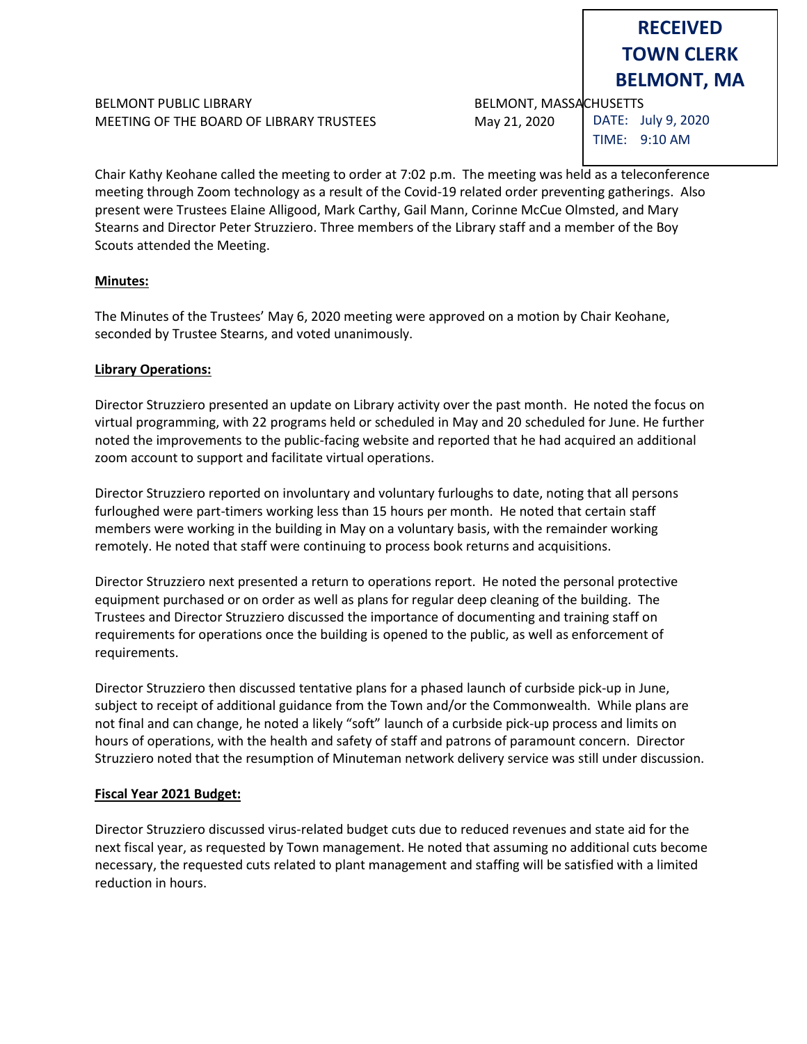**RECEIVED TOWN CLERK BELMONT, MA**

DATE: July 9, 2020
TIME: 9:10 AM

BELMONT PUBLIC LIBRARY
MEETING OF THE BOARD OF LIBRARY TRUSTEES

BELMONT, MASSACHUSETTS
May 21, 2020

Chair Kathy Keohane called the meeting to order at 7:02 p.m. The meeting was held as a teleconference meeting through Zoom technology as a result of the Covid-19 related order preventing gatherings. Also present were Trustees Elaine Alligood, Mark Carthy, Gail Mann, Corinne McCue Olmsted, and Mary Stearns and Director Peter Struzziero. Three members of the Library staff and a member of the Boy Scouts attended the Meeting.

**Minutes:**

The Minutes of the Trustees' May 6, 2020 meeting were approved on a motion by Chair Keohane, seconded by Trustee Stearns, and voted unanimously.

**Library Operations:**

Director Struzziero presented an update on Library activity over the past month. He noted the focus on virtual programming, with 22 programs held or scheduled in May and 20 scheduled for June. He further noted the improvements to the public-facing website and reported that he had acquired an additional zoom account to support and facilitate virtual operations.

Director Struzziero reported on involuntary and voluntary furloughs to date, noting that all persons furloughed were part-timers working less than 15 hours per month. He noted that certain staff members were working in the building in May on a voluntary basis, with the remainder working remotely. He noted that staff were continuing to process book returns and acquisitions.

Director Struzziero next presented a return to operations report. He noted the personal protective equipment purchased or on order as well as plans for regular deep cleaning of the building. The Trustees and Director Struzziero discussed the importance of documenting and training staff on requirements for operations once the building is opened to the public, as well as enforcement of requirements.

Director Struzziero then discussed tentative plans for a phased launch of curbside pick-up in June, subject to receipt of additional guidance from the Town and/or the Commonwealth. While plans are not final and can change, he noted a likely "soft" launch of a curbside pick-up process and limits on hours of operations, with the health and safety of staff and patrons of paramount concern. Director Struzziero noted that the resumption of Minuteman network delivery service was still under discussion.

**Fiscal Year 2021 Budget:**

Director Struzziero discussed virus-related budget cuts due to reduced revenues and state aid for the next fiscal year, as requested by Town management. He noted that assuming no additional cuts become necessary, the requested cuts related to plant management and staffing will be satisfied with a limited reduction in hours.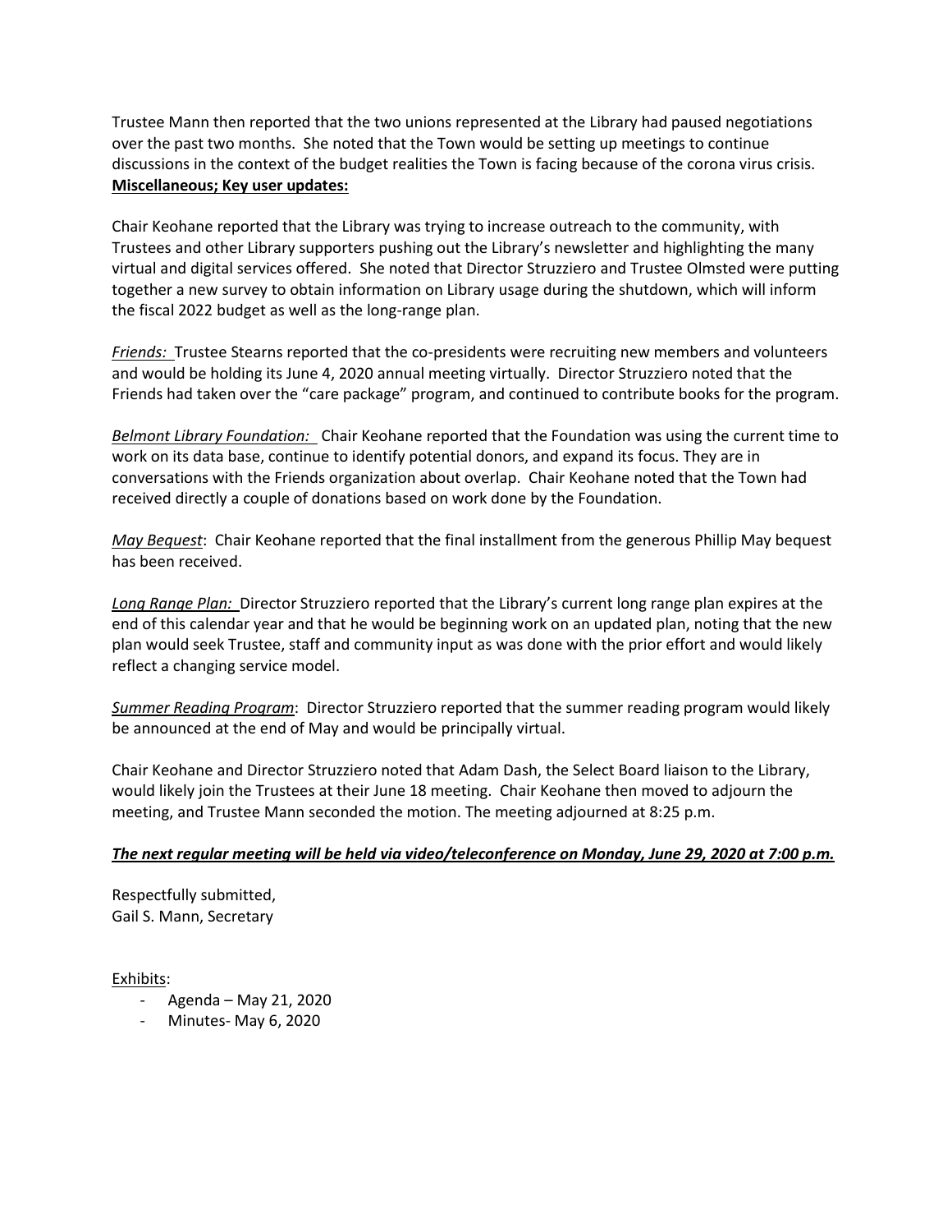Trustee Mann then reported that the two unions represented at the Library had paused negotiations over the past two months. She noted that the Town would be setting up meetings to continue discussions in the context of the budget realities the Town is facing because of the corona virus crisis.

**Miscellaneous; Key user updates:**

Chair Keohane reported that the Library was trying to increase outreach to the community, with Trustees and other Library supporters pushing out the Library's newsletter and highlighting the many virtual and digital services offered. She noted that Director Struzziero and Trustee Olmsted were putting together a new survey to obtain information on Library usage during the shutdown, which will inform the fiscal 2022 budget as well as the long-range plan.

*Friends:* Trustee Stearns reported that the co-presidents were recruiting new members and volunteers and would be holding its June 4, 2020 annual meeting virtually. Director Struzziero noted that the Friends had taken over the "care package" program, and continued to contribute books for the program.

*Belmont Library Foundation:* Chair Keohane reported that the Foundation was using the current time to work on its data base, continue to identify potential donors, and expand its focus. They are in conversations with the Friends organization about overlap. Chair Keohane noted that the Town had received directly a couple of donations based on work done by the Foundation.

*May Bequest*: Chair Keohane reported that the final installment from the generous Phillip May bequest has been received.

*Long Range Plan:* Director Struzziero reported that the Library's current long range plan expires at the end of this calendar year and that he would be beginning work on an updated plan, noting that the new plan would seek Trustee, staff and community input as was done with the prior effort and would likely reflect a changing service model.

*Summer Reading Program*: Director Struzziero reported that the summer reading program would likely be announced at the end of May and would be principally virtual.

Chair Keohane and Director Struzziero noted that Adam Dash, the Select Board liaison to the Library, would likely join the Trustees at their June 18 meeting. Chair Keohane then moved to adjourn the meeting, and Trustee Mann seconded the motion. The meeting adjourned at 8:25 p.m.

***The next regular meeting will be held via video/teleconference on Monday, June 29, 2020 at 7:00 p.m.***

Respectfully submitted,
Gail S. Mann, Secretary

Exhibits:

- Agenda – May 21, 2020
- Minutes- May 6, 2020